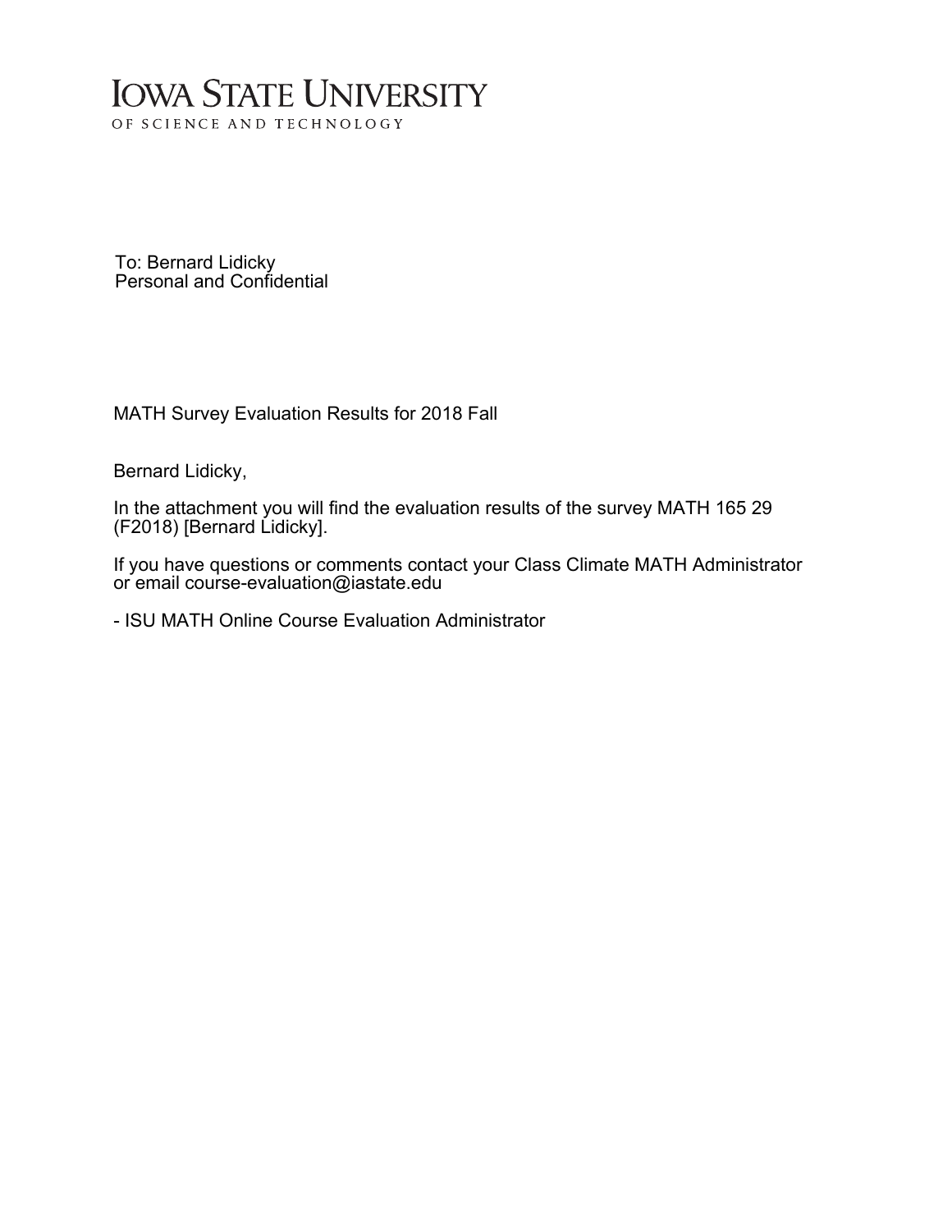# Iowa State University

OF SCIENCE AND TECHNOLOGY

To: Bernard Lidicky
Personal and Confidential

MATH Survey Evaluation Results for 2018 Fall

Bernard Lidicky,

In the attachment you will find the evaluation results of the survey MATH 165 29 (F2018) [Bernard Lidicky].

If you have questions or comments contact your Class Climate MATH Administrator or email course-evaluation@iastate.edu

- ISU MATH Online Course Evaluation Administrator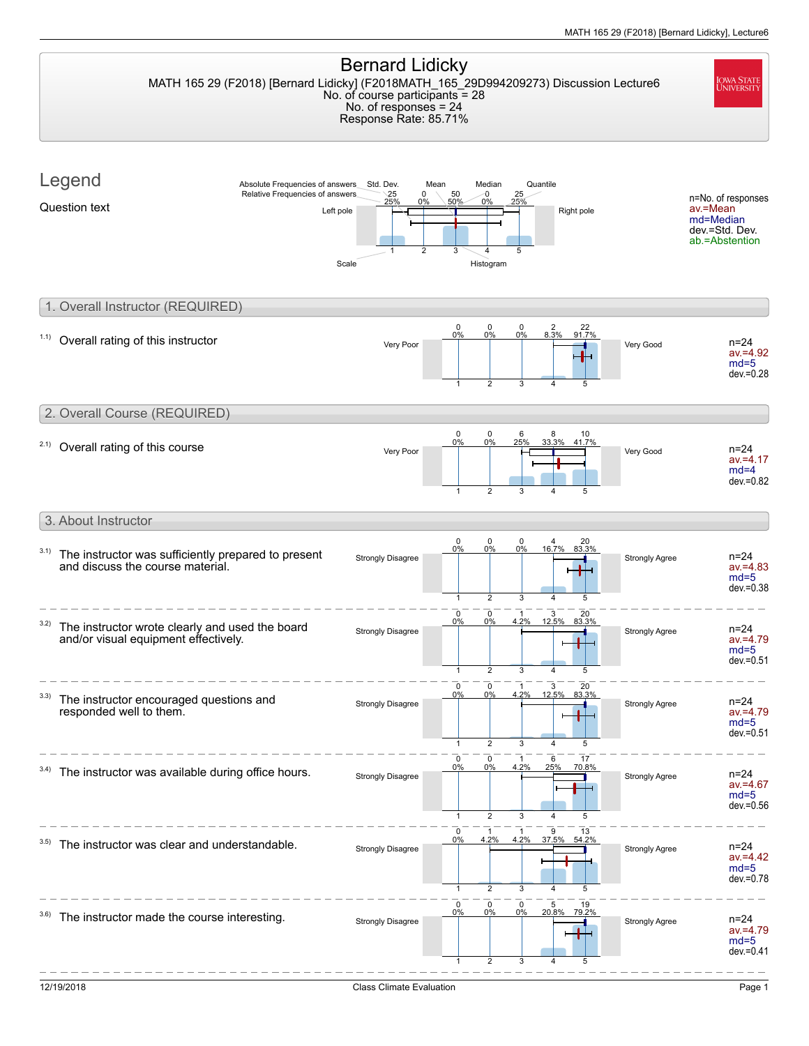# Bernard Lidicky

MATH 165 29 (F2018) [Bernard Lidicky] (F2018MATH_165_29D994209273) Discussion Lecture6
No. of course participants = 28
No. of responses = 24
Response Rate: 85.71%

## Legend

Question text

Absolute Frequencies of answers / Relative Frequencies of answers / Std. Dev. / Mean / Median / Quantile / Left pole / Right pole / Scale / Histogram

n=No. of responses
av.=Mean
md=Median
dev.=Std. Dev.
ab.=Abstention

## 1. Overall Instructor (REQUIRED)

| Question | Left pole | 1 | 2 | 3 | 4 | 5 | Right pole | Statistics |
|---|---|---|---|---|---|---|---|---|
| 1.1) Overall rating of this instructor | Very Poor | 0 (0%) | 0 (0%) | 0 (0%) | 2 (8.3%) | 22 (91.7%) | Very Good | n=24, av.=4.92, md=5, dev.=0.28 |

## 2. Overall Course (REQUIRED)

| Question | Left pole | 1 | 2 | 3 | 4 | 5 | Right pole | Statistics |
|---|---|---|---|---|---|---|---|---|
| 2.1) Overall rating of this course | Very Poor | 0 (0%) | 0 (0%) | 6 (25%) | 8 (33.3%) | 10 (41.7%) | Very Good | n=24, av.=4.17, md=4, dev.=0.82 |

## 3. About Instructor

| Question | Left pole | 1 | 2 | 3 | 4 | 5 | Right pole | Statistics |
|---|---|---|---|---|---|---|---|---|
| 3.1) The instructor was sufficiently prepared to present and discuss the course material. | Strongly Disagree | 0 (0%) | 0 (0%) | 0 (0%) | 4 (16.7%) | 20 (83.3%) | Strongly Agree | n=24, av.=4.83, md=5, dev.=0.38 |
| 3.2) The instructor wrote clearly and used the board and/or visual equipment effectively. | Strongly Disagree | 0 (0%) | 0 (0%) | 1 (4.2%) | 3 (12.5%) | 20 (83.3%) | Strongly Agree | n=24, av.=4.79, md=5, dev.=0.51 |
| 3.3) The instructor encouraged questions and responded well to them. | Strongly Disagree | 0 (0%) | 0 (0%) | 1 (4.2%) | 3 (12.5%) | 20 (83.3%) | Strongly Agree | n=24, av.=4.79, md=5, dev.=0.51 |
| 3.4) The instructor was available during office hours. | Strongly Disagree | 0 (0%) | 0 (0%) | 1 (4.2%) | 6 (25%) | 17 (70.8%) | Strongly Agree | n=24, av.=4.67, md=5, dev.=0.56 |
| 3.5) The instructor was clear and understandable. | Strongly Disagree | 0 (0%) | 1 (4.2%) | 1 (4.2%) | 9 (37.5%) | 13 (54.2%) | Strongly Agree | n=24, av.=4.42, md=5, dev.=0.78 |
| 3.6) The instructor made the course interesting. | Strongly Disagree | 0 (0%) | 0 (0%) | 0 (0%) | 5 (20.8%) | 19 (79.2%) | Strongly Agree | n=24, av.=4.79, md=5, dev.=0.41 |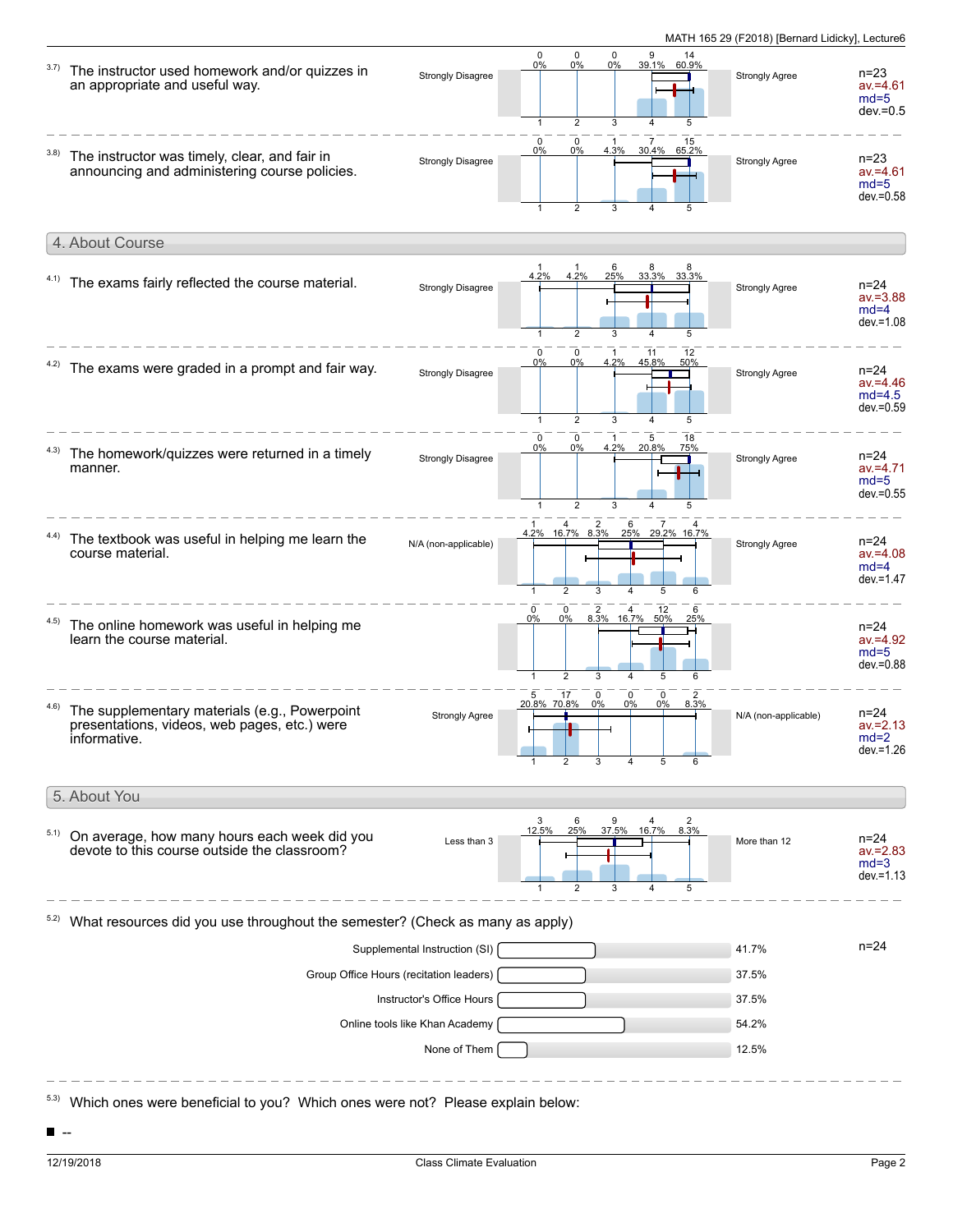**3.7)** The instructor used homework and/or quizzes in an appropriate and useful way.

| Strongly Disagree | 1 | 2 | 3 | 4 | 5 | Strongly Agree |
|---|---|---|---|---|---|---|
| Count | 0 | 0 | 0 | 9 | 14 | |
| Percent | 0% | 0% | 0% | 39.1% | 60.9% | |

n=23, av.=4.61, md=5, dev.=0.5

---

**3.8)** The instructor was timely, clear, and fair in announcing and administering course policies.

| Strongly Disagree | 1 | 2 | 3 | 4 | 5 | Strongly Agree |
|---|---|---|---|---|---|---|
| Count | 0 | 0 | 1 | 7 | 15 | |
| Percent | 0% | 0% | 4.3% | 30.4% | 65.2% | |

n=23, av.=4.61, md=5, dev.=0.58

## 4. About Course

**4.1)** The exams fairly reflected the course material.

| Strongly Disagree | 1 | 2 | 3 | 4 | 5 | Strongly Agree |
|---|---|---|---|---|---|---|
| Count | 1 | 1 | 6 | 8 | 8 | |
| Percent | 4.2% | 4.2% | 25% | 33.3% | 33.3% | |

n=24, av.=3.88, md=4, dev.=1.08

---

**4.2)** The exams were graded in a prompt and fair way.

| Strongly Disagree | 1 | 2 | 3 | 4 | 5 | Strongly Agree |
|---|---|---|---|---|---|---|
| Count | 0 | 0 | 1 | 11 | 12 | |
| Percent | 0% | 0% | 4.2% | 45.8% | 50% | |

n=24, av.=4.46, md=4.5, dev.=0.59

---

**4.3)** The homework/quizzes were returned in a timely manner.

| Strongly Disagree | 1 | 2 | 3 | 4 | 5 | Strongly Agree |
|---|---|---|---|---|---|---|
| Count | 0 | 0 | 1 | 5 | 18 | |
| Percent | 0% | 0% | 4.2% | 20.8% | 75% | |

n=24, av.=4.71, md=5, dev.=0.55

---

**4.4)** The textbook was useful in helping me learn the course material.

| N/A (non-applicable) | 1 | 2 | 3 | 4 | 5 | 6 | Strongly Agree |
|---|---|---|---|---|---|---|---|
| Count | 1 | 4 | 2 | 6 | 7 | 4 | |
| Percent | 4.2% | 16.7% | 8.3% | 25% | 29.2% | 16.7% | |

n=24, av.=4.08, md=4, dev.=1.47

---

**4.5)** The online homework was useful in helping me learn the course material.

| | 1 | 2 | 3 | 4 | 5 | 6 |
|---|---|---|---|---|---|---|
| Count | 0 | 0 | 2 | 4 | 12 | 6 |
| Percent | 0% | 0% | 8.3% | 16.7% | 50% | 25% |

n=24, av.=4.92, md=5, dev.=0.88

---

**4.6)** The supplementary materials (e.g., Powerpoint presentations, videos, web pages, etc.) were informative.

| Strongly Agree | 1 | 2 | 3 | 4 | 5 | 6 | N/A (non-applicable) |
|---|---|---|---|---|---|---|---|
| Count | 5 | 17 | 0 | 0 | 0 | 2 | |
| Percent | 20.8% | 70.8% | 0% | 0% | 0% | 8.3% | |

n=24, av.=2.13, md=2, dev.=1.26

## 5. About You

**5.1)** On average, how many hours each week did you devote to this course outside the classroom?

| Less than 3 | 1 | 2 | 3 | 4 | 5 | More than 12 |
|---|---|---|---|---|---|---|
| Count | 3 | 6 | 9 | 4 | 2 | |
| Percent | 12.5% | 25% | 37.5% | 16.7% | 8.3% | |

n=24, av.=2.83, md=3, dev.=1.13

---

**5.2)** What resources did you use throughout the semester? (Check as many as apply)

| Resource | Percent |
|---|---|
| Supplemental Instruction (SI) | 41.7% |
| Group Office Hours (recitation leaders) | 37.5% |
| Instructor's Office Hours | 37.5% |
| Online tools like Khan Academy | 54.2% |
| None of Them | 12.5% |

n=24

---

**5.3)** Which ones were beneficial to you? Which ones were not? Please explain below:

- --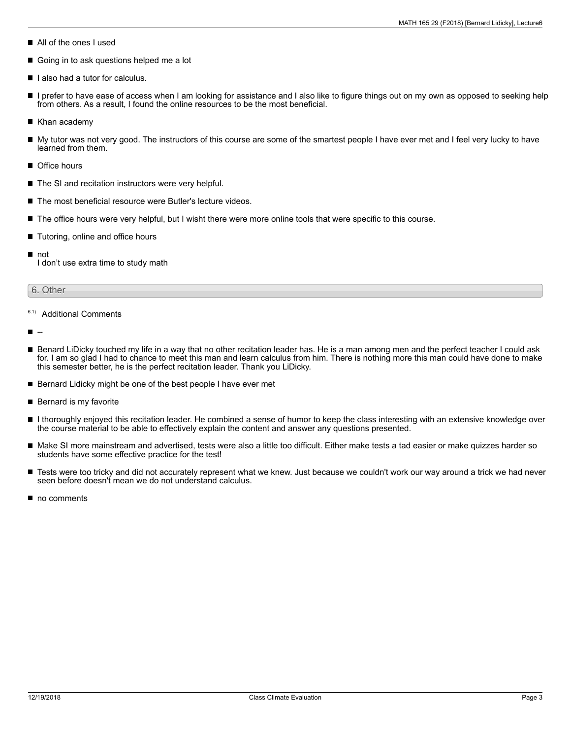- All of the ones I used
- Going in to ask questions helped me a lot
- I also had a tutor for calculus.
- I prefer to have ease of access when I am looking for assistance and I also like to figure things out on my own as opposed to seeking help from others. As a result, I found the online resources to be the most beneficial.
- Khan academy
- My tutor was not very good. The instructors of this course are some of the smartest people I have ever met and I feel very lucky to have learned from them.
- Office hours
- The SI and recitation instructors were very helpful.
- The most beneficial resource were Butler's lecture videos.
- The office hours were very helpful, but I wisht there were more online tools that were specific to this course.
- Tutoring, online and office hours
- not
  I don't use extra time to study math

## 6. Other

6.1) Additional Comments

- --
- Benard LiDicky touched my life in a way that no other recitation leader has. He is a man among men and the perfect teacher I could ask for. I am so glad I had to chance to meet this man and learn calculus from him. There is nothing more this man could have done to make this semester better, he is the perfect recitation leader. Thank you LiDicky.
- Bernard Lidicky might be one of the best people I have ever met
- Bernard is my favorite
- I thoroughly enjoyed this recitation leader. He combined a sense of humor to keep the class interesting with an extensive knowledge over the course material to be able to effectively explain the content and answer any questions presented.
- Make SI more mainstream and advertised, tests were also a little too difficult. Either make tests a tad easier or make quizzes harder so students have some effective practice for the test!
- Tests were too tricky and did not accurately represent what we knew. Just because we couldn't work our way around a trick we had never seen before doesn't mean we do not understand calculus.
- no comments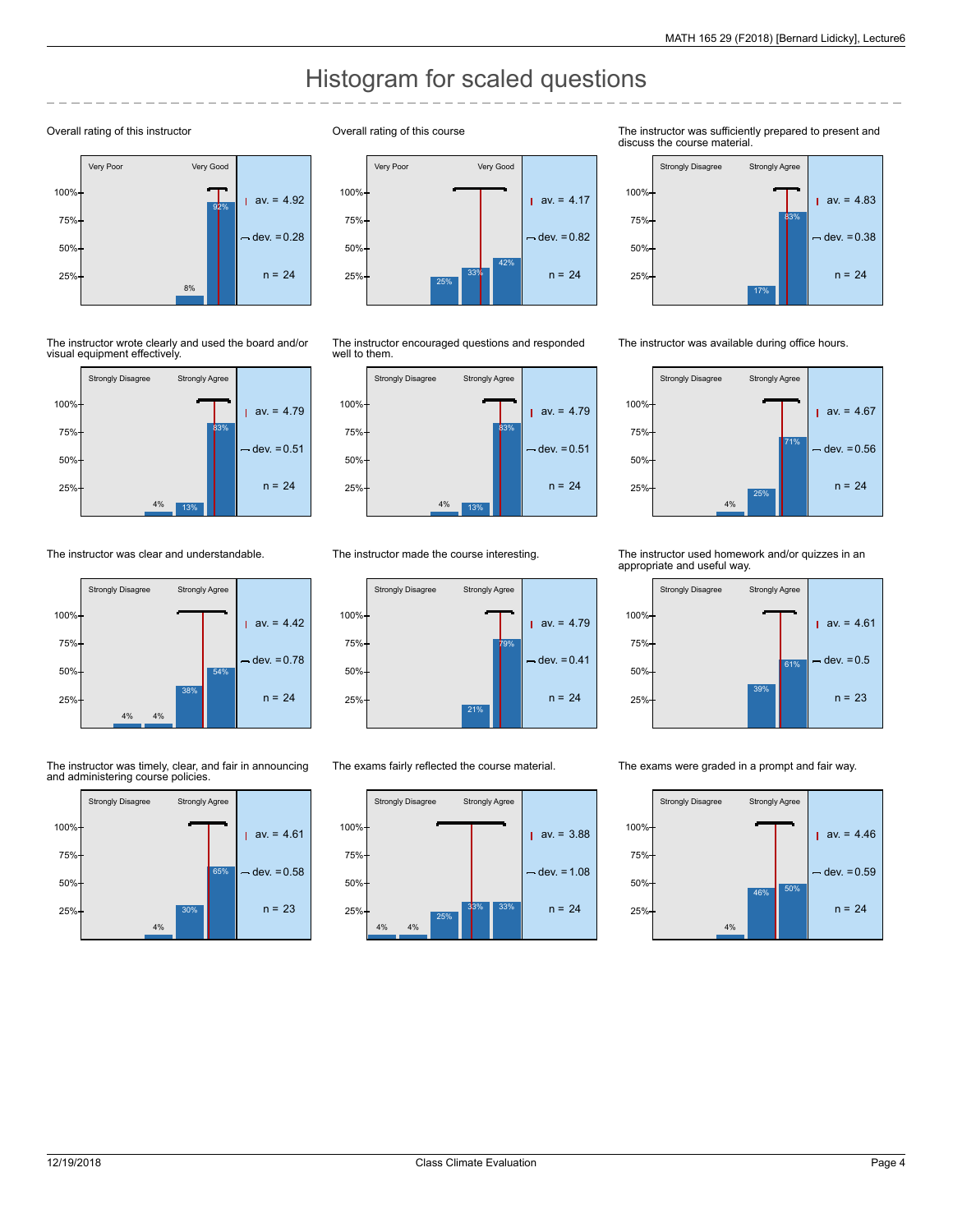# Histogram for scaled questions

### Overall rating of this instructor

Very Poor — Very Good

| Bar | Percentage |
|---|---|
| 4 | 8% |
| 5 | 92% |

av. = 4.92, dev. = 0.28, n = 24

### Overall rating of this course

Very Poor — Very Good

| Bar | Percentage |
|---|---|
| 3 | 25% |
| 4 | 33% |
| 5 | 42% |

av. = 4.17, dev. = 0.82, n = 24

### The instructor was sufficiently prepared to present and discuss the course material.

Strongly Disagree — Strongly Agree

| Bar | Percentage |
|---|---|
| 4 | 17% |
| 5 | 83% |

av. = 4.83, dev. = 0.38, n = 24

### The instructor wrote clearly and used the board and/or visual equipment effectively.

Strongly Disagree — Strongly Agree

| Bar | Percentage |
|---|---|
| 3 | 4% |
| 4 | 13% |
| 5 | 83% |

av. = 4.79, dev. = 0.51, n = 24

### The instructor encouraged questions and responded well to them.

Strongly Disagree — Strongly Agree

| Bar | Percentage |
|---|---|
| 3 | 4% |
| 4 | 13% |
| 5 | 83% |

av. = 4.79, dev. = 0.51, n = 24

### The instructor was available during office hours.

Strongly Disagree — Strongly Agree

| Bar | Percentage |
|---|---|
| 3 | 4% |
| 4 | 25% |
| 5 | 71% |

av. = 4.67, dev. = 0.56, n = 24

### The instructor was clear and understandable.

Strongly Disagree — Strongly Agree

| Bar | Percentage |
|---|---|
| 2 | 4% |
| 3 | 4% |
| 4 | 38% |
| 5 | 54% |

av. = 4.42, dev. = 0.78, n = 24

### The instructor made the course interesting.

Strongly Disagree — Strongly Agree

| Bar | Percentage |
|---|---|
| 4 | 21% |
| 5 | 79% |

av. = 4.79, dev. = 0.41, n = 24

### The instructor used homework and/or quizzes in an appropriate and useful way.

Strongly Disagree — Strongly Agree

| Bar | Percentage |
|---|---|
| 4 | 39% |
| 5 | 61% |

av. = 4.61, dev. = 0.5, n = 23

### The instructor was timely, clear, and fair in announcing and administering course policies.

Strongly Disagree — Strongly Agree

| Bar | Percentage |
|---|---|
| 3 | 4% |
| 4 | 30% |
| 5 | 65% |

av. = 4.61, dev. = 0.58, n = 23

### The exams fairly reflected the course material.

Strongly Disagree — Strongly Agree

| Bar | Percentage |
|---|---|
| 1 | 4% |
| 2 | 4% |
| 3 | 25% |
| 4 | 33% |
| 5 | 33% |

av. = 3.88, dev. = 1.08, n = 24

### The exams were graded in a prompt and fair way.

Strongly Disagree — Strongly Agree

| Bar | Percentage |
|---|---|
| 3 | 4% |
| 4 | 46% |
| 5 | 50% |

av. = 4.46, dev. = 0.59, n = 24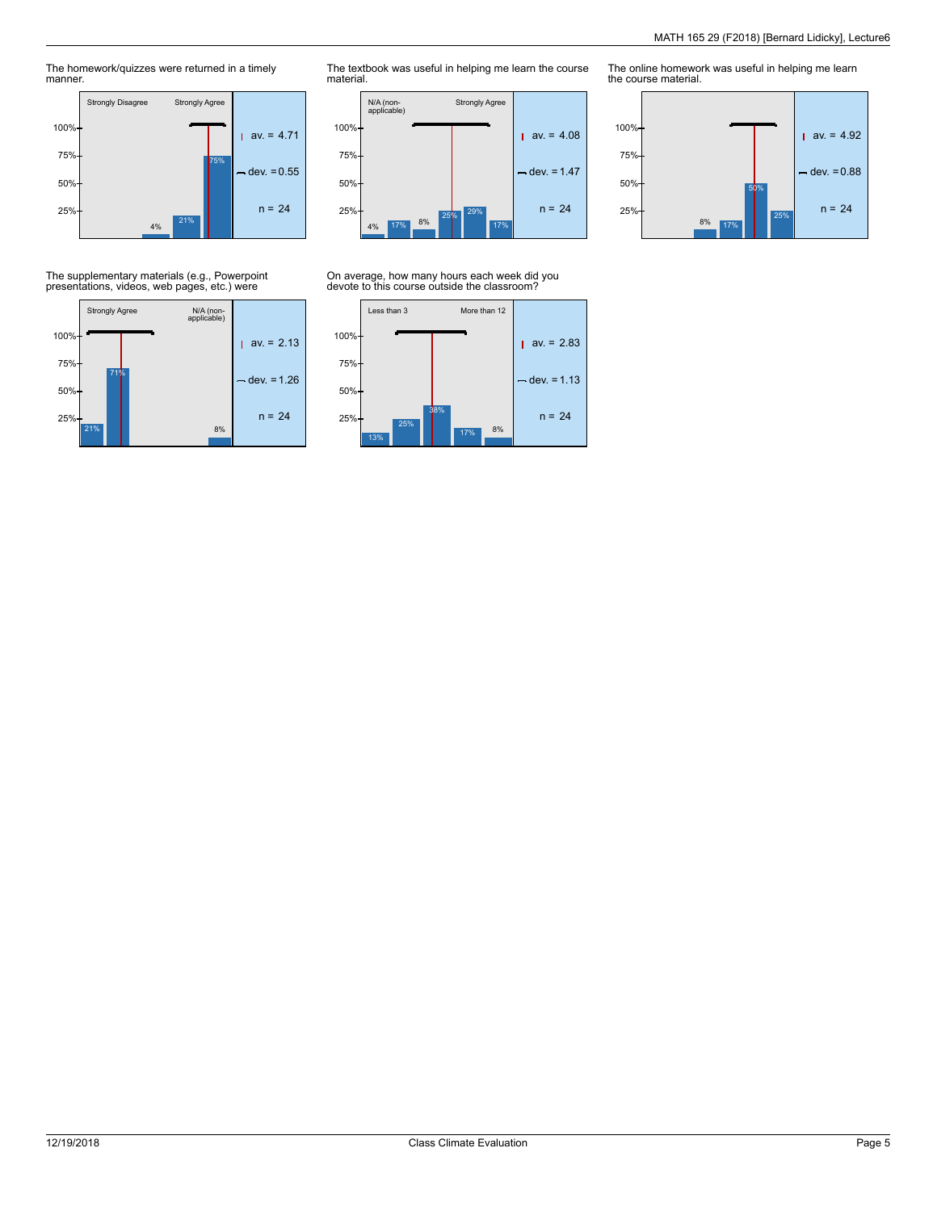The homework/quizzes were returned in a timely manner.

| Strongly Disagree | | | | Strongly Agree |
|---|---|---|---|---|
| | | 4% | 21% | 75% |

av. = 4.71
dev. = 0.55
n = 24

The textbook was useful in helping me learn the course material.

| N/A (non-applicable) | | | | | Strongly Agree |
|---|---|---|---|---|---|
| 4% | 17% | 8% | 25% | 29% | 17% |

av. = 4.08
dev. = 1.47
n = 24

The online homework was useful in helping me learn the course material.

| | | | | |
|---|---|---|---|---|
| | 8% | 17% | 50% | 25% |

av. = 4.92
dev. = 0.88
n = 24

The supplementary materials (e.g., Powerpoint presentations, videos, web pages, etc.) were

| Strongly Agree | | | | | N/A (non-applicable) |
|---|---|---|---|---|---|
| 21% | 71% | | | | 8% |

av. = 2.13
dev. = 1.26
n = 24

On average, how many hours each week did you devote to this course outside the classroom?

| Less than 3 | | | | More than 12 |
|---|---|---|---|---|
| 13% | 25% | 38% | 17% | 8% |

av. = 2.83
dev. = 1.13
n = 24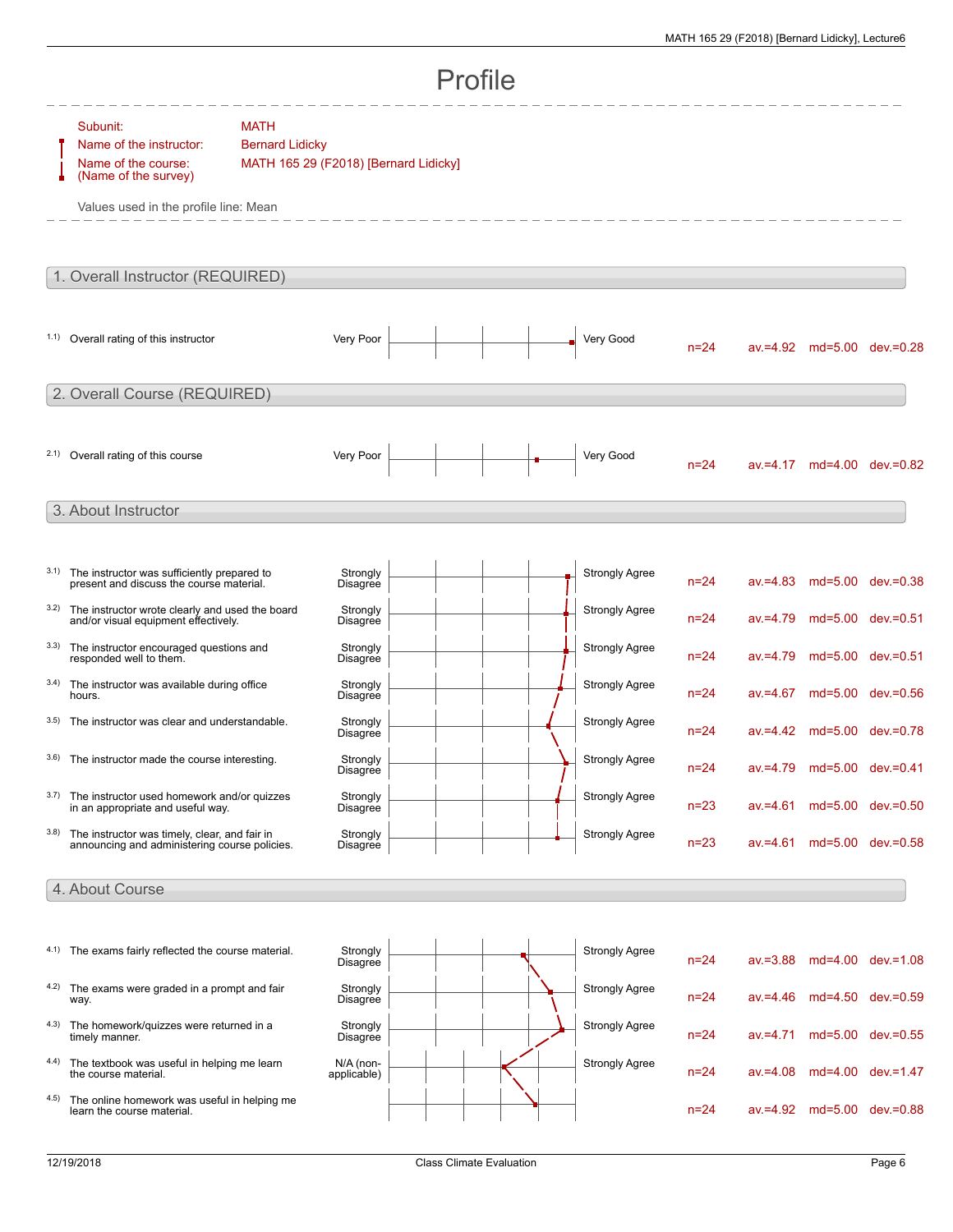# Profile

| | |
|---|---|
| Subunit: | MATH |
| Name of the instructor: | Bernard Lidicky |
| Name of the course: (Name of the survey) | MATH 165 29 (F2018) [Bernard Lidicky] |

Values used in the profile line: Mean

## 1. Overall Instructor (REQUIRED)

| | Question | Left pole | Right pole | n | av. | md | dev. |
|---|---|---|---|---|---|---|---|
| 1.1) | Overall rating of this instructor | Very Poor | Very Good | n=24 | av.=4.92 | md=5.00 | dev.=0.28 |

## 2. Overall Course (REQUIRED)

| | Question | Left pole | Right pole | n | av. | md | dev. |
|---|---|---|---|---|---|---|---|
| 2.1) | Overall rating of this course | Very Poor | Very Good | n=24 | av.=4.17 | md=4.00 | dev.=0.82 |

## 3. About Instructor

| | Question | Left pole | Right pole | n | av. | md | dev. |
|---|---|---|---|---|---|---|---|
| 3.1) | The instructor was sufficiently prepared to present and discuss the course material. | Strongly Disagree | Strongly Agree | n=24 | av.=4.83 | md=5.00 | dev.=0.38 |
| 3.2) | The instructor wrote clearly and used the board and/or visual equipment effectively. | Strongly Disagree | Strongly Agree | n=24 | av.=4.79 | md=5.00 | dev.=0.51 |
| 3.3) | The instructor encouraged questions and responded well to them. | Strongly Disagree | Strongly Agree | n=24 | av.=4.79 | md=5.00 | dev.=0.51 |
| 3.4) | The instructor was available during office hours. | Strongly Disagree | Strongly Agree | n=24 | av.=4.67 | md=5.00 | dev.=0.56 |
| 3.5) | The instructor was clear and understandable. | Strongly Disagree | Strongly Agree | n=24 | av.=4.42 | md=5.00 | dev.=0.78 |
| 3.6) | The instructor made the course interesting. | Strongly Disagree | Strongly Agree | n=24 | av.=4.79 | md=5.00 | dev.=0.41 |
| 3.7) | The instructor used homework and/or quizzes in an appropriate and useful way. | Strongly Disagree | Strongly Agree | n=23 | av.=4.61 | md=5.00 | dev.=0.50 |
| 3.8) | The instructor was timely, clear, and fair in announcing and administering course policies. | Strongly Disagree | Strongly Agree | n=23 | av.=4.61 | md=5.00 | dev.=0.58 |

## 4. About Course

| | Question | Left pole | Right pole | n | av. | md | dev. |
|---|---|---|---|---|---|---|---|
| 4.1) | The exams fairly reflected the course material. | Strongly Disagree | Strongly Agree | n=24 | av.=3.88 | md=4.00 | dev.=1.08 |
| 4.2) | The exams were graded in a prompt and fair way. | Strongly Disagree | Strongly Agree | n=24 | av.=4.46 | md=4.50 | dev.=0.59 |
| 4.3) | The homework/quizzes were returned in a timely manner. | Strongly Disagree | Strongly Agree | n=24 | av.=4.71 | md=5.00 | dev.=0.55 |
| 4.4) | The textbook was useful in helping me learn the course material. | N/A (non-applicable) | Strongly Agree | n=24 | av.=4.08 | md=4.00 | dev.=1.47 |
| 4.5) | The online homework was useful in helping me learn the course material. | | | n=24 | av.=4.92 | md=5.00 | dev.=0.88 |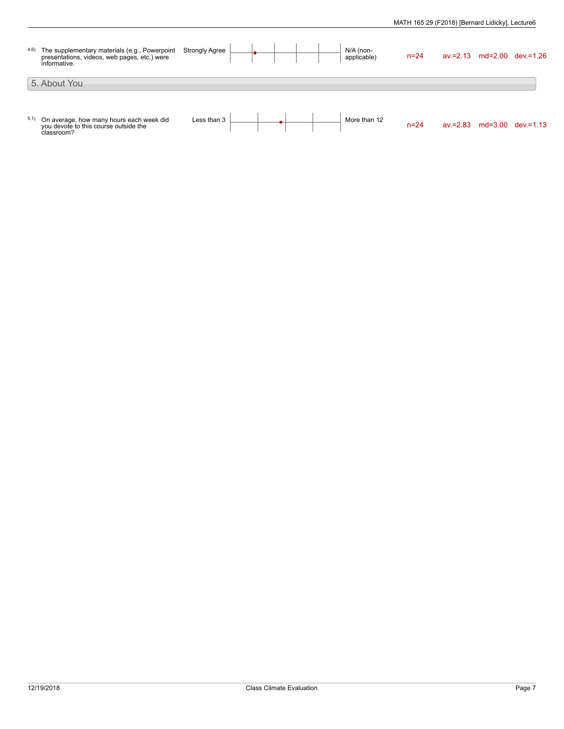4.6) The supplementary materials (e.g., Powerpoint presentations, videos, web pages, etc.) were informative.

Strongly Agree

N/A (non-applicable)

n=24 av.=2.13 md=2.00 dev.=1.26

## 5. About You

5.1) On average, how many hours each week did you devote to this course outside the classroom?

Less than 3

More than 12

n=24 av.=2.83 md=3.00 dev.=1.13